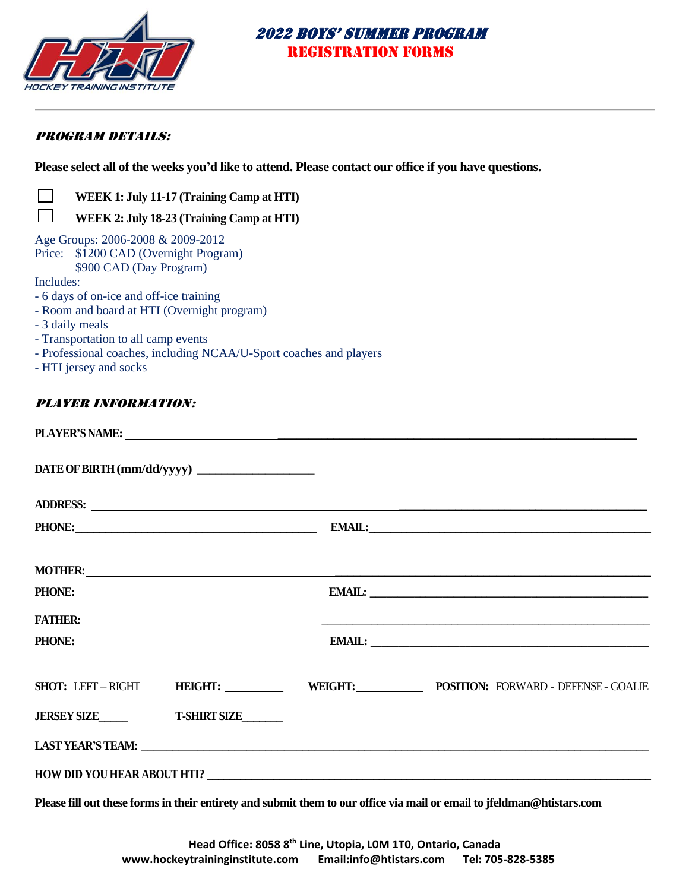# 2022 BOYS' SUMMER PROGRAM
## REGISTRATION FORMS

### *PROGRAM DETAILS:*

**Please select all of the weeks you'd like to attend. Please contact our office if you have questions.**

☐ **WEEK 1: July 11-17 (Training Camp at HTI)**

☐ **WEEK 2: July 18-23 (Training Camp at HTI)**

Age Groups: 2006-2008 & 2009-2012
Price: $1200 CAD (Overnight Program)
$900 CAD (Day Program)
Includes:
- 6 days of on-ice and off-ice training
- Room and board at HTI (Overnight program)
- 3 daily meals
- Transportation to all camp events
- Professional coaches, including NCAA/U-Sport coaches and players
- HTI jersey and socks

### *PLAYER INFORMATION:*

**PLAYER'S NAME:** ______________________________________________

**DATE OF BIRTH (mm/dd/yyyy)** ____________________

**ADDRESS:** ______________________________________________

**PHONE:** ______________________ **EMAIL:** ______________________

**MOTHER:** ______________________________________________

**PHONE:** ______________________ **EMAIL:** ______________________

**FATHER:** ______________________________________________

**PHONE:** ______________________ **EMAIL:** ______________________

**SHOT:** LEFT – RIGHT **HEIGHT:** __________ **WEIGHT:** ___________ **POSITION:** FORWARD - DEFENSE - GOALIE

**JERSEY SIZE**_____ **T-SHIRT SIZE**_______

**LAST YEAR'S TEAM:** ______________________________________________

**HOW DID YOU HEAR ABOUT HTI?** ______________________________________________

**Please fill out these forms in their entirety and submit them to our office via mail or email to jfeldman@htistars.com**

**Head Office: 8058 8th Line, Utopia, L0M 1T0, Ontario, Canada**
**www.hockeytraininginstitute.com Email:info@htistars.com Tel: 705-828-5385**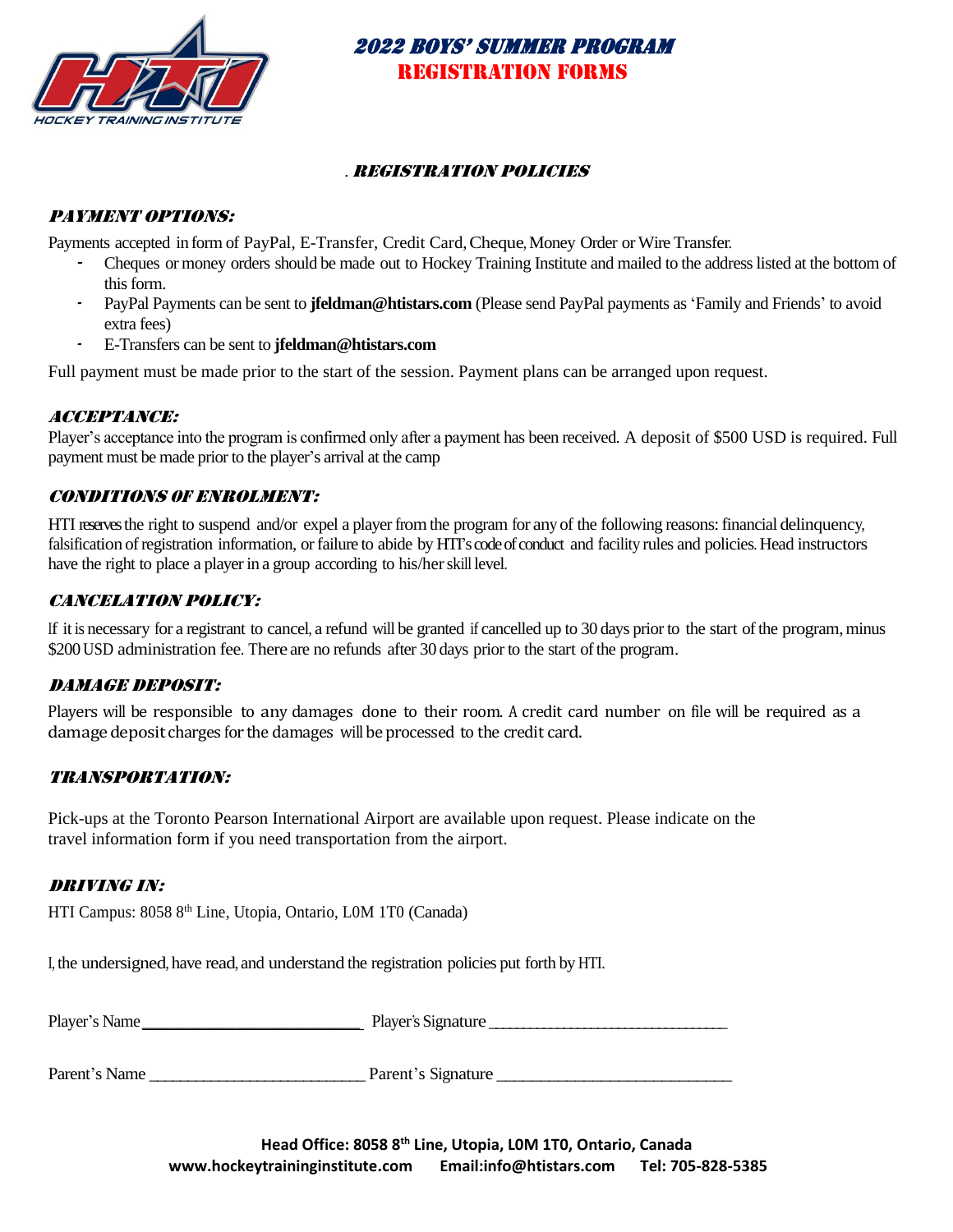# 2022 BOYS' SUMMER PROGRAM
# REGISTRATION FORMS

## . REGISTRATION POLICIES

### PAYMENT OPTIONS:

Payments accepted in form of PayPal, E-Transfer, Credit Card, Cheque, Money Order or Wire Transfer.

- Cheques or money orders should be made out to Hockey Training Institute and mailed to the address listed at the bottom of this form.
- PayPal Payments can be sent to **jfeldman@htistars.com** (Please send PayPal payments as 'Family and Friends' to avoid extra fees)
- E-Transfers can be sent to **jfeldman@htistars.com**

Full payment must be made prior to the start of the session. Payment plans can be arranged upon request.

### ACCEPTANCE:

Player's acceptance into the program is confirmed only after a payment has been received. A deposit of $500 USD is required. Full payment must be made prior to the player's arrival at the camp

### CONDITIONS OF ENROLMENT:

HTI reserves the right to suspend and/or expel a player from the program for any of the following reasons: financial delinquency, falsification of registration information, or failure to abide by HTI's code of conduct and facility rules and policies. Head instructors have the right to place a player in a group according to his/her skill level.

### CANCELATION POLICY:

If it is necessary for a registrant to cancel, a refund will be granted if cancelled up to 30 days prior to the start of the program, minus $200 USD administration fee. There are no refunds after 30 days prior to the start of the program.

### DAMAGE DEPOSIT:

Players will be responsible to any damages done to their room. A credit card number on file will be required as a damage deposit charges for the damages will be processed to the credit card.

### TRANSPORTATION:

Pick-ups at the Toronto Pearson International Airport are available upon request. Please indicate on the travel information form if you need transportation from the airport.

### DRIVING IN:

HTI Campus: 8058 8th Line, Utopia, Ontario, L0M 1T0 (Canada)

I, the undersigned, have read, and understand the registration policies put forth by HTI.

Player's Name ___________________________ Player's Signature ________________________________

Parent's Name ___________________________ Parent's Signature ________________________________

**Head Office: 8058 8th Line, Utopia, L0M 1T0, Ontario, Canada**
**www.hockeytraininginstitute.com Email:info@htistars.com Tel: 705-828-5385**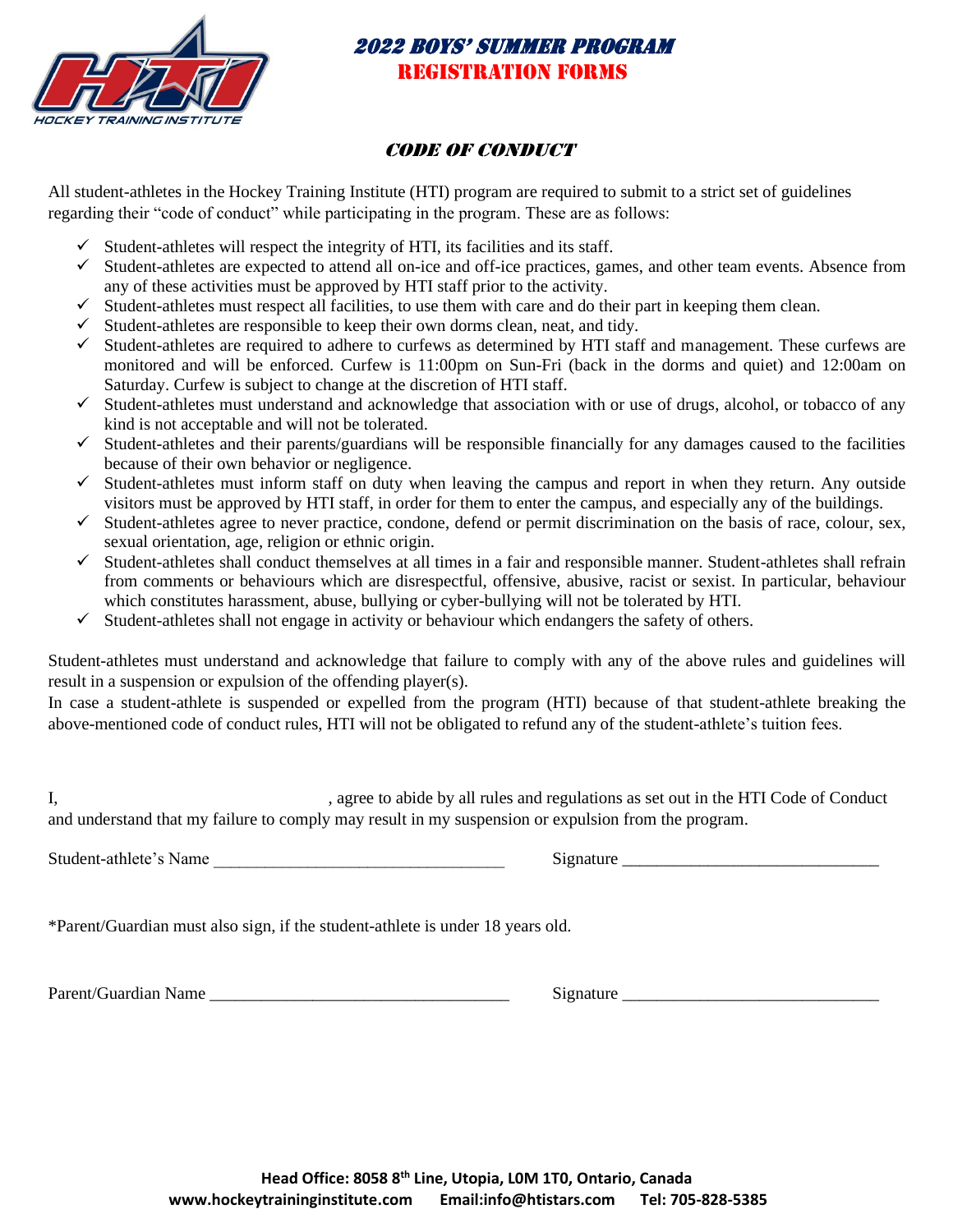# 2022 BOYS' SUMMER PROGRAM
## REGISTRATION FORMS

### CODE OF CONDUCT

All student-athletes in the Hockey Training Institute (HTI) program are required to submit to a strict set of guidelines regarding their "code of conduct" while participating in the program. These are as follows:

- ✓ Student-athletes will respect the integrity of HTI, its facilities and its staff.
- ✓ Student-athletes are expected to attend all on-ice and off-ice practices, games, and other team events. Absence from any of these activities must be approved by HTI staff prior to the activity.
- ✓ Student-athletes must respect all facilities, to use them with care and do their part in keeping them clean.
- ✓ Student-athletes are responsible to keep their own dorms clean, neat, and tidy.
- ✓ Student-athletes are required to adhere to curfews as determined by HTI staff and management. These curfews are monitored and will be enforced. Curfew is 11:00pm on Sun-Fri (back in the dorms and quiet) and 12:00am on Saturday. Curfew is subject to change at the discretion of HTI staff.
- ✓ Student-athletes must understand and acknowledge that association with or use of drugs, alcohol, or tobacco of any kind is not acceptable and will not be tolerated.
- ✓ Student-athletes and their parents/guardians will be responsible financially for any damages caused to the facilities because of their own behavior or negligence.
- ✓ Student-athletes must inform staff on duty when leaving the campus and report in when they return. Any outside visitors must be approved by HTI staff, in order for them to enter the campus, and especially any of the buildings.
- ✓ Student-athletes agree to never practice, condone, defend or permit discrimination on the basis of race, colour, sex, sexual orientation, age, religion or ethnic origin.
- ✓ Student-athletes shall conduct themselves at all times in a fair and responsible manner. Student-athletes shall refrain from comments or behaviours which are disrespectful, offensive, abusive, racist or sexist. In particular, behaviour which constitutes harassment, abuse, bullying or cyber-bullying will not be tolerated by HTI.
- ✓ Student-athletes shall not engage in activity or behaviour which endangers the safety of others.

Student-athletes must understand and acknowledge that failure to comply with any of the above rules and guidelines will result in a suspension or expulsion of the offending player(s).
In case a student-athlete is suspended or expelled from the program (HTI) because of that student-athlete breaking the above-mentioned code of conduct rules, HTI will not be obligated to refund any of the student-athlete's tuition fees.

I, ______________________________, agree to abide by all rules and regulations as set out in the HTI Code of Conduct and understand that my failure to comply may result in my suspension or expulsion from the program.

Student-athlete's Name ________________________________ Signature ____________________________

*Parent/Guardian must also sign, if the student-athlete is under 18 years old.

Parent/Guardian Name _________________________________ Signature ____________________________

**Head Office: 8058 8th Line, Utopia, L0M 1T0, Ontario, Canada**
**www.hockeytraininginstitute.com Email:info@htistars.com Tel: 705-828-5385**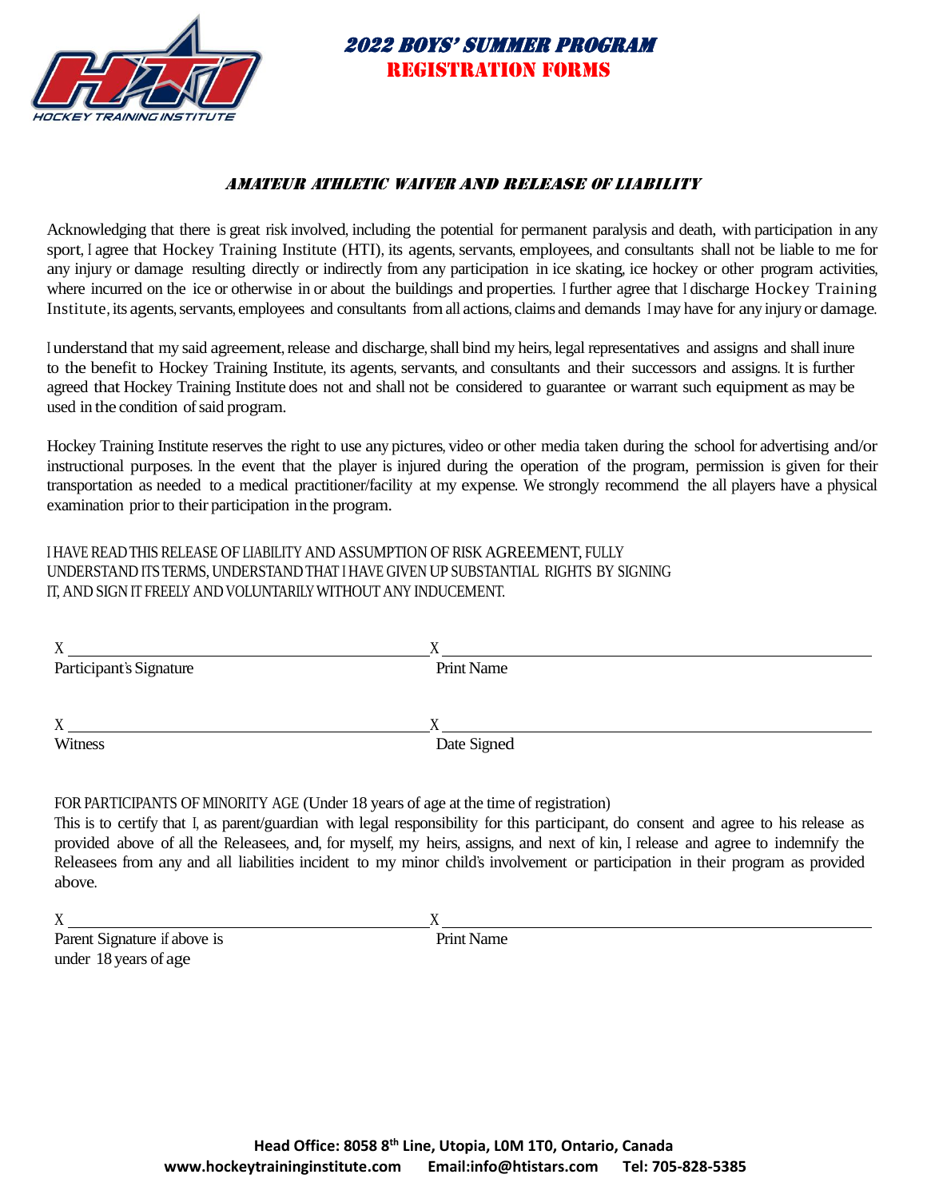# 2022 BOYS' SUMMER PROGRAM
## REGISTRATION FORMS

### *AMATEUR ATHLETIC WAIVER AND RELEASE OF LIABILITY*

Acknowledging that there is great risk involved, including the potential for permanent paralysis and death, with participation in any sport, I agree that Hockey Training Institute (HTI), its agents, servants, employees, and consultants shall not be liable to me for any injury or damage resulting directly or indirectly from any participation in ice skating, ice hockey or other program activities, where incurred on the ice or otherwise in or about the buildings and properties. I further agree that I discharge Hockey Training Institute, its agents, servants, employees and consultants from all actions, claims and demands I may have for any injury or damage.

I understand that my said agreement, release and discharge, shall bind my heirs, legal representatives and assigns and shall inure to the benefit to Hockey Training Institute, its agents, servants, and consultants and their successors and assigns. It is further agreed that Hockey Training Institute does not and shall not be considered to guarantee or warrant such equipment as may be used in the condition of said program.

Hockey Training Institute reserves the right to use any pictures, video or other media taken during the school for advertising and/or instructional purposes. In the event that the player is injured during the operation of the program, permission is given for their transportation as needed to a medical practitioner/facility at my expense. We strongly recommend the all players have a physical examination prior to their participation in the program.

I HAVE READ THIS RELEASE OF LIABILITY AND ASSUMPTION OF RISK AGREEMENT, FULLY UNDERSTAND ITS TERMS, UNDERSTAND THAT I HAVE GIVEN UP SUBSTANTIAL RIGHTS BY SIGNING IT, AND SIGN IT FREELY AND VOLUNTARILY WITHOUT ANY INDUCEMENT.

X \_\_\_\_\_\_\_\_\_\_\_\_\_\_\_\_\_\_\_\_\_\_\_\_\_\_\_\_\_\_ X \_\_\_\_\_\_\_\_\_\_\_\_\_\_\_\_\_\_\_\_\_\_\_\_\_\_\_\_\_\_
Participant's Signature Print Name

X \_\_\_\_\_\_\_\_\_\_\_\_\_\_\_\_\_\_\_\_\_\_\_\_\_\_\_\_\_\_ X \_\_\_\_\_\_\_\_\_\_\_\_\_\_\_\_\_\_\_\_\_\_\_\_\_\_\_\_\_\_
Witness Date Signed

FOR PARTICIPANTS OF MINORITY AGE (Under 18 years of age at the time of registration)
This is to certify that I, as parent/guardian with legal responsibility for this participant, do consent and agree to his release as provided above of all the Releasees, and, for myself, my heirs, assigns, and next of kin, I release and agree to indemnify the Releasees from any and all liabilities incident to my minor child's involvement or participation in their program as provided above.

X \_\_\_\_\_\_\_\_\_\_\_\_\_\_\_\_\_\_\_\_\_\_\_\_\_\_\_\_\_\_ X \_\_\_\_\_\_\_\_\_\_\_\_\_\_\_\_\_\_\_\_\_\_\_\_\_\_\_\_\_\_
Parent Signature if above is under 18 years of age Print Name

**Head Office: 8058 8th Line, Utopia, L0M 1T0, Ontario, Canada**
**www.hockeytraininginstitute.com Email:info@htistars.com Tel: 705-828-5385**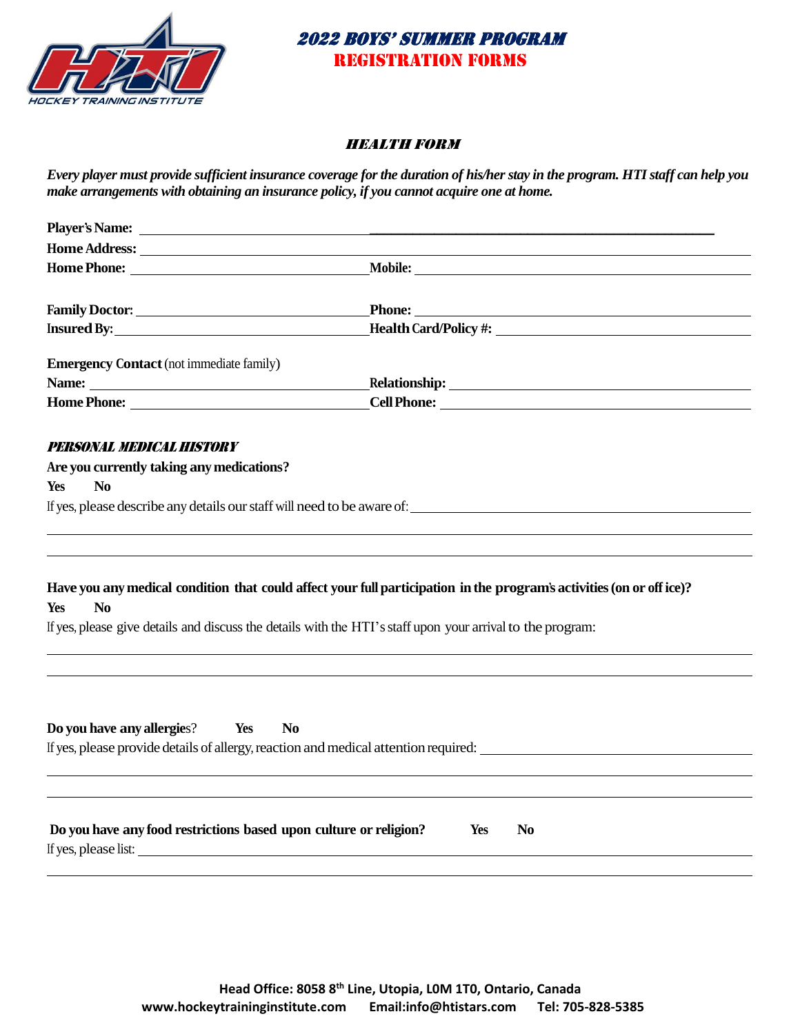# *2022 BOYS' SUMMER PROGRAM*
## REGISTRATION FORMS

### *HEALTH FORM*

***Every player must provide sufficient insurance coverage for the duration of his/her stay in the program. HTI staff can help you make arrangements with obtaining an insurance policy, if you cannot acquire one at home.***

**Player's Name:** ______________________________________________

**Home Address:** ______________________________________________

**Home Phone:** ____________________ **Mobile:** ____________________

**Family Doctor:** ____________________ **Phone:** ____________________

**Insured By:** ____________________ **Health Card/Policy #:** ____________________

**Emergency Contact** (not immediate family)

**Name:** ____________________ **Relationship:** ____________________

**Home Phone:** ____________________ **Cell Phone:** ____________________

### *PERSONAL MEDICAL HISTORY*

**Are you currently taking any medications?**

**Yes** **No**

If yes, please describe any details our staff will need to be aware of: ____________________

______________________________________________

______________________________________________

**Have you any medical condition that could affect your full participation in the program's activities (on or off ice)?**

**Yes** **No**

If yes, please give details and discuss the details with the HTI's staff upon your arrival to the program:

______________________________________________

______________________________________________

**Do you have any allergies**? **Yes** **No**

If yes, please provide details of allergy, reaction and medical attention required: ____________________

______________________________________________

______________________________________________

**Do you have any food restrictions based upon culture or religion?** **Yes** **No**

If yes, please list: ____________________

______________________________________________

**Head Office: 8058 8th Line, Utopia, L0M 1T0, Ontario, Canada**
**www.hockeytraininginstitute.com Email:info@htistars.com Tel: 705-828-5385**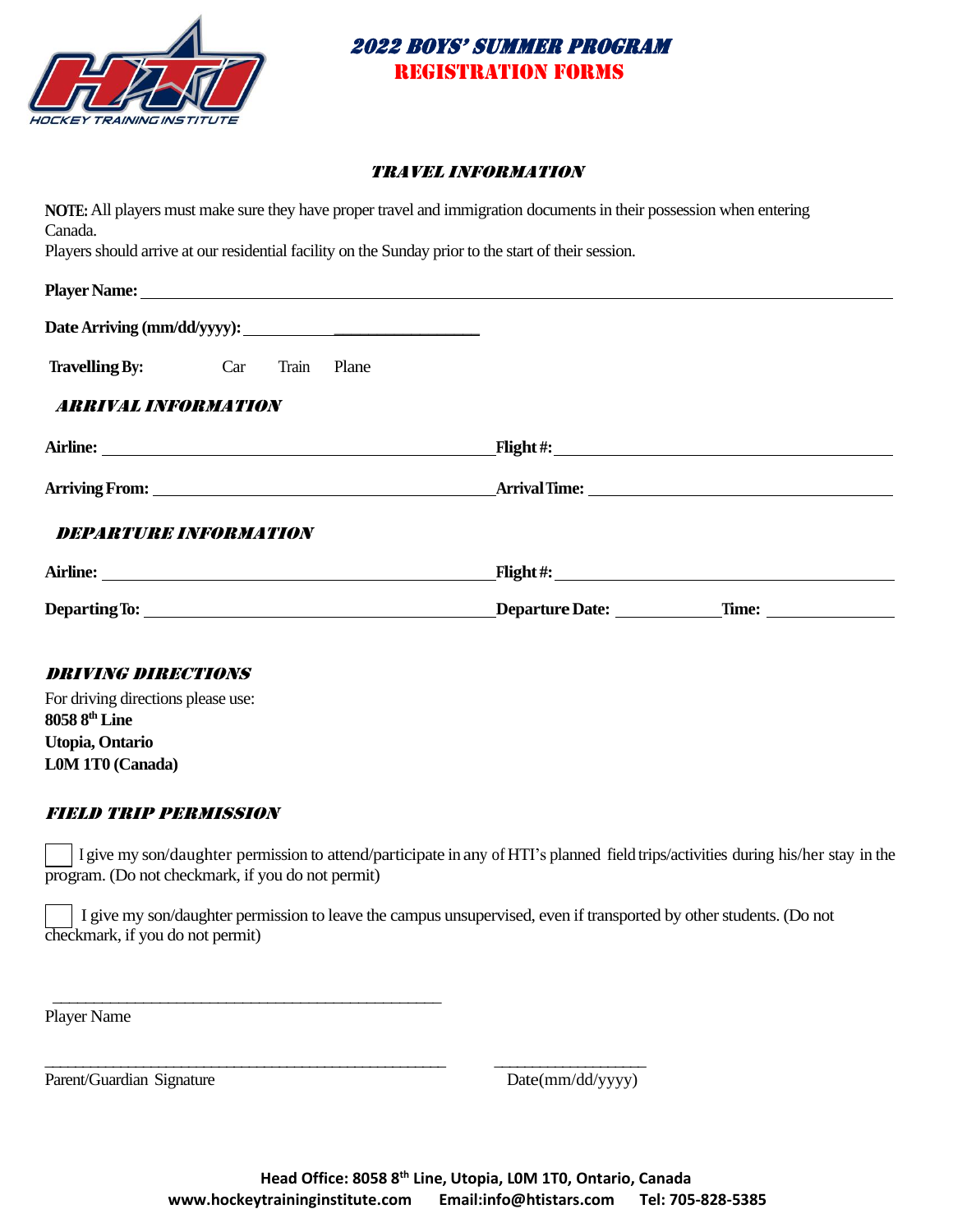# 2022 BOYS' SUMMER PROGRAM
## REGISTRATION FORMS

### TRAVEL INFORMATION

**NOTE:** All players must make sure they have proper travel and immigration documents in their possession when entering Canada.
Players should arrive at our residential facility on the Sunday prior to the start of their session.

**Player Name:** ______________________________________________

**Date Arriving (mm/dd/yyyy):** ______________________

**Travelling By:** Car Train Plane

### ARRIVAL INFORMATION

**Airline:** ______________________ **Flight #:** ______________________

**Arriving From:** ______________________ **Arrival Time:** ______________________

### DEPARTURE INFORMATION

**Airline:** ______________________ **Flight #:** ______________________

**Departing To:** ______________________ **Departure Date:** ____________ **Time:** ____________

### DRIVING DIRECTIONS

For driving directions please use:
**8058 8th Line**
**Utopia, Ontario**
**L0M 1T0 (Canada)**

### FIELD TRIP PERMISSION

☐ I give my son/daughter permission to attend/participate in any of HTI's planned field trips/activities during his/her stay in the program. (Do not checkmark, if you do not permit)

☐ I give my son/daughter permission to leave the campus unsupervised, even if transported by other students. (Do not checkmark, if you do not permit)

______________________________________________
Player Name

______________________________________________ ____________________
Parent/Guardian Signature Date(mm/dd/yyyy)

**Head Office: 8058 8th Line, Utopia, L0M 1T0, Ontario, Canada**
**www.hockeytraininginstitute.com Email:info@htistars.com Tel: 705-828-5385**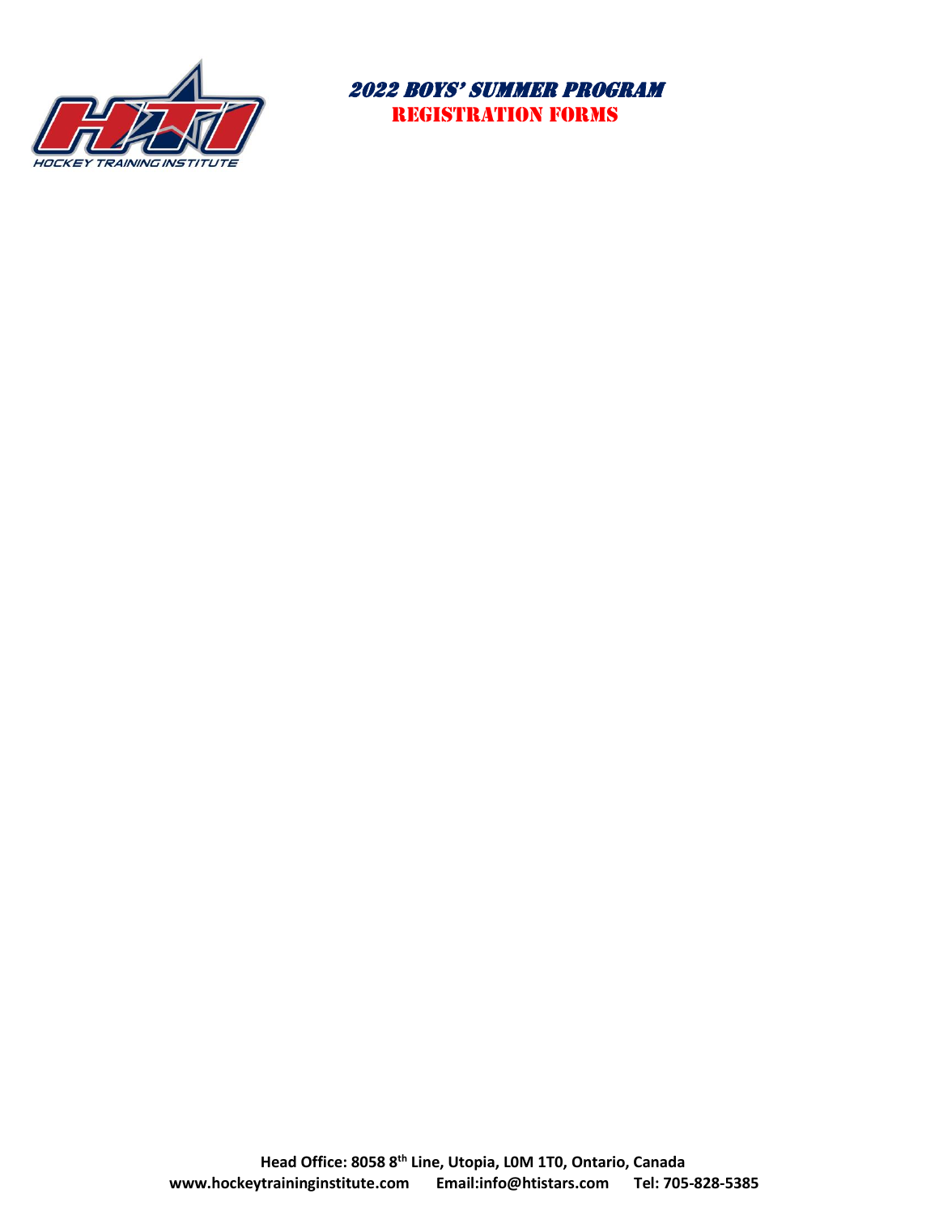## *2022 BOYS' SUMMER PROGRAM*
## REGISTRATION FORMS

**Head Office: 8058 8th Line, Utopia, L0M 1T0, Ontario, Canada**
**www.hockeytraininginstitute.com Email:info@htistars.com Tel: 705-828-5385**